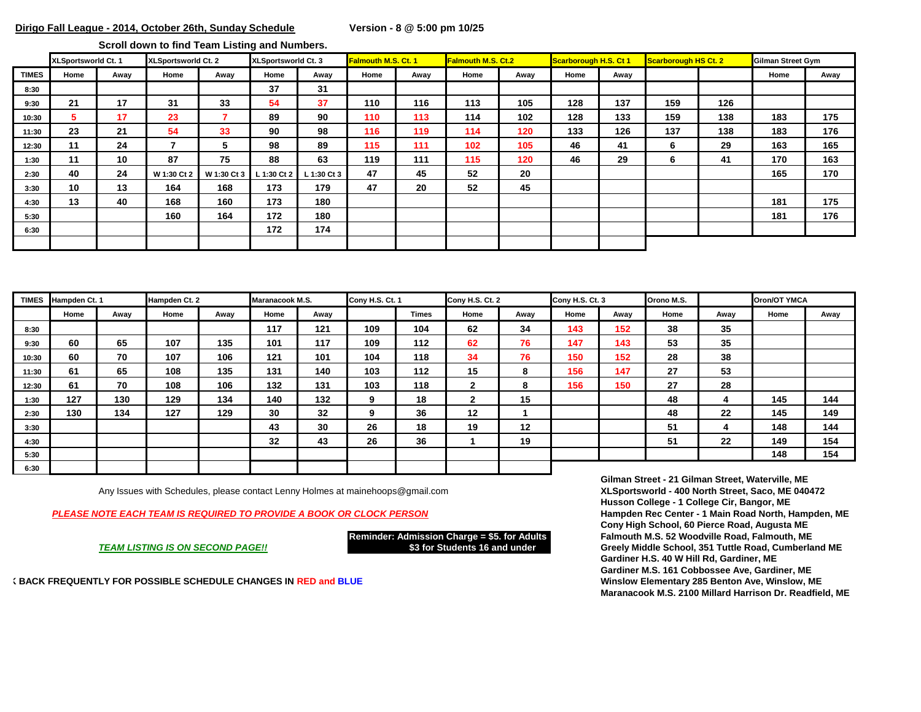**Dirigo Fall League - 2014, October 26th, Sunday Schedule** **Version - 8 @ 5:00 pm 10/25**

**Scroll down to find Team Listing and Numbers.**

| | XLSportsworld Ct. 1 | | XLSportsworld Ct. 2 | | XLSportsworld Ct. 3 | | Falmouth M.S. Ct. 1 | | Falmouth M.S. Ct.2 | | Scarborough H.S. Ct 1 | | Scarborough HS Ct. 2 | | Gilman Street Gym | |
|---|---|---|---|---|---|---|---|---|---|---|---|---|---|---|---|---|
| TIMES | Home | Away | Home | Away | Home | Away | Home | Away | Home | Away | Home | Away | | | Home | Away |
| 8:30 | | | | | 37 | 31 | | | | | | | | | | |
| 9:30 | 21 | 17 | 31 | 33 | 54 | 37 | 110 | 116 | 113 | 105 | 128 | 137 | 159 | 126 | | |
| 10:30 | 5 | 17 | 23 | 7 | 89 | 90 | 110 | 113 | 114 | 102 | 128 | 133 | 159 | 138 | 183 | 175 |
| 11:30 | 23 | 21 | 54 | 33 | 90 | 98 | 116 | 119 | 114 | 120 | 133 | 126 | 137 | 138 | 183 | 176 |
| 12:30 | 11 | 24 | 7 | 5 | 98 | 89 | 115 | 111 | 102 | 105 | 46 | 41 | 6 | 29 | 163 | 165 |
| 1:30 | 11 | 10 | 87 | 75 | 88 | 63 | 119 | 111 | 115 | 120 | 46 | 29 | 6 | 41 | 170 | 163 |
| 2:30 | 40 | 24 | W 1:30 Ct 2 | W 1:30 Ct 3 | L 1:30 Ct 2 | L 1:30 Ct 3 | 47 | 45 | 52 | 20 | | | | | 165 | 170 |
| 3:30 | 10 | 13 | 164 | 168 | 173 | 179 | 47 | 20 | 52 | 45 | | | | | | |
| 4:30 | 13 | 40 | 168 | 160 | 173 | 180 | | | | | | | | | 181 | 175 |
| 5:30 | | | 160 | 164 | 172 | 180 | | | | | | | | | 181 | 176 |
| 6:30 | | | | | 172 | 174 | | | | | | | | | | |

| TIMES | Hampden Ct. 1 | | Hampden Ct. 2 | | Maranacook M.S. | | Cony H.S. Ct. 1 | | Cony H.S. Ct. 2 | | Cony H.S. Ct. 3 | | Orono M.S. | | Oron/OT YMCA | |
|---|---|---|---|---|---|---|---|---|---|---|---|---|---|---|---|---|
| | Home | Away | Home | Away | Home | Away | | Times | Home | Away | Home | Away | Home | Away | Home | Away |
| 8:30 | | | | | 117 | 121 | 109 | 104 | 62 | 34 | 143 | 152 | 38 | 35 | | |
| 9:30 | 60 | 65 | 107 | 135 | 101 | 117 | 109 | 112 | 62 | 76 | 147 | 143 | 53 | 35 | | |
| 10:30 | 60 | 70 | 107 | 106 | 121 | 101 | 104 | 118 | 34 | 76 | 150 | 152 | 28 | 38 | | |
| 11:30 | 61 | 65 | 108 | 135 | 131 | 140 | 103 | 112 | 15 | 8 | 156 | 147 | 27 | 53 | | |
| 12:30 | 61 | 70 | 108 | 106 | 132 | 131 | 103 | 118 | 2 | 8 | 156 | 150 | 27 | 28 | | |
| 1:30 | 127 | 130 | 129 | 134 | 140 | 132 | 9 | 18 | 2 | 15 | | | 48 | 4 | 145 | 144 |
| 2:30 | 130 | 134 | 127 | 129 | 30 | 32 | 9 | 36 | 12 | 1 | | | 48 | 22 | 145 | 149 |
| 3:30 | | | | | 43 | 30 | 26 | 18 | 19 | 12 | | | 51 | 4 | 148 | 144 |
| 4:30 | | | | | 32 | 43 | 26 | 36 | 1 | 19 | | | 51 | 22 | 149 | 154 |
| 5:30 | | | | | | | | | | | | | | | 148 | 154 |
| 6:30 | | | | | | | | | | | | | | | | |

Any Issues with Schedules, please contact Lenny Holmes at mainehoops@gmail.com

***PLEASE NOTE EACH TEAM IS REQUIRED TO PROVIDE A BOOK OR CLOCK PERSON***

***TEAM LISTING IS ON SECOND PAGE!!***

**Reminder: Admission Charge = $5. for Adults $3 for Students 16 and under**

**K BACK FREQUENTLY FOR POSSIBLE SCHEDULE CHANGES IN RED and BLUE**

**Gilman Street - 21 Gilman Street, Waterville, ME**
**XLSportsworld - 400 North Street, Saco, ME 040472**
**Husson College - 1 College Cir, Bangor, ME**
**Hampden Rec Center - 1 Main Road North, Hampden, ME**
**Cony High School, 60 Pierce Road, Augusta ME**
**Falmouth M.S. 52 Woodville Road, Falmouth, ME**
**Greely Middle School, 351 Tuttle Road, Cumberland ME**
**Gardiner H.S. 40 W Hill Rd, Gardiner, ME**
**Gardiner M.S. 161 Cobbossee Ave, Gardiner, ME**
**Winslow Elementary 285 Benton Ave, Winslow, ME**
**Maranacook M.S. 2100 Millard Harrison Dr. Readfield, ME**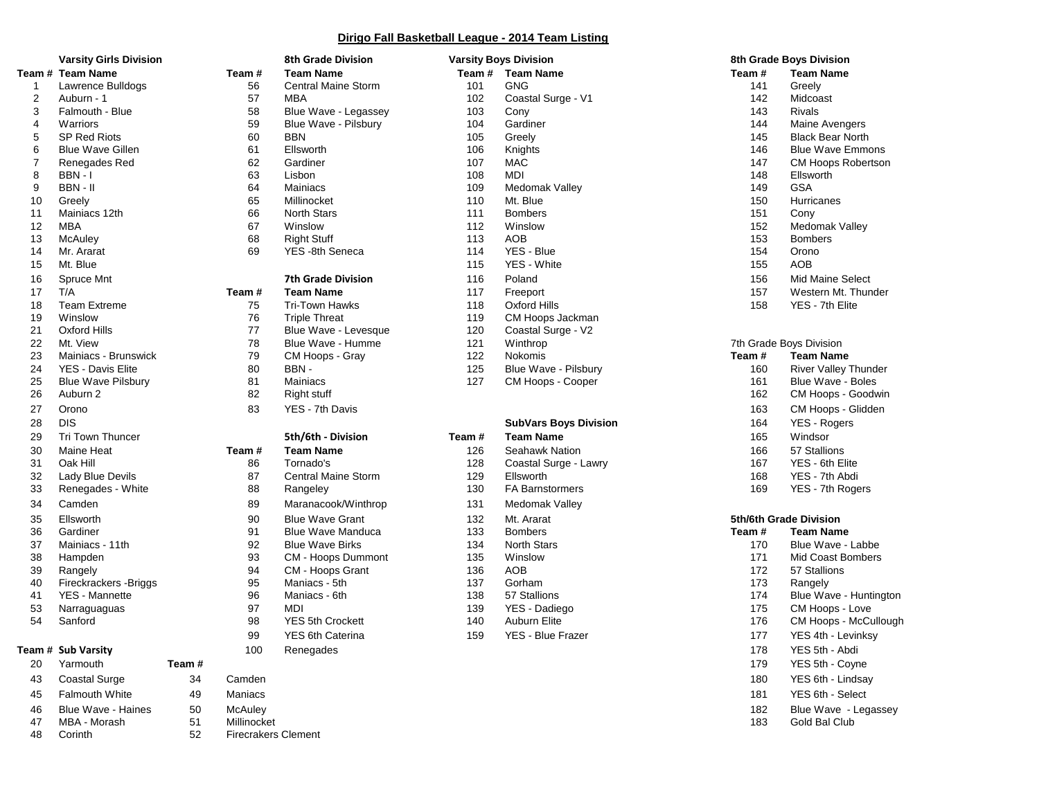## Dirigo Fall Basketball League - 2014 Team Listing

### Varsity Girls Division

| Team # | Team Name |
|---|---|
| 1 | Lawrence Bulldogs |
| 2 | Auburn - 1 |
| 3 | Falmouth - Blue |
| 4 | Warriors |
| 5 | SP Red Riots |
| 6 | Blue Wave Gillen |
| 7 | Renegades Red |
| 8 | BBN - I |
| 9 | BBN - II |
| 10 | Greely |
| 11 | Mainiacs 12th |
| 12 | MBA |
| 13 | McAuley |
| 14 | Mr. Ararat |
| 15 | Mt. Blue |
| 16 | Spruce Mnt |
| 17 | T/A |
| 18 | Team Extreme |
| 19 | Winslow |
| 21 | Oxford Hills |
| 22 | Mt. View |
| 23 | Mainiacs - Brunswick |
| 24 | YES - Davis Elite |
| 25 | Blue Wave Pilsbury |
| 26 | Auburn 2 |
| 27 | Orono |
| 28 | DIS |
| 29 | Tri Town Thuncer |
| 30 | Maine Heat |
| 31 | Oak Hill |
| 32 | Lady Blue Devils |
| 33 | Renegades - White |
| 34 | Camden |
| 35 | Ellsworth |
| 36 | Gardiner |
| 37 | Mainiacs - 11th |
| 38 | Hampden |
| 39 | Rangely |
| 40 | Fireckrackers -Briggs |
| 41 | YES - Mannette |
| 53 | Narraguagus |
| 54 | Sanford |

### Sub Varsity

| Team # | Sub Varsity | Team # | |
|---|---|---|---|
| 20 | Yarmouth | | |
| 43 | Coastal Surge | 34 | Camden |
| 45 | Falmouth White | 49 | Maniacs |
| 46 | Blue Wave - Haines | 50 | McAuley |
| 47 | MBA - Morash | 51 | Millinocket |
| 48 | Corinth | 52 | Firecrakers Clement |

### 8th Grade Division

| Team # | Team Name |
|---|---|
| 56 | Central Maine Storm |
| 57 | MBA |
| 58 | Blue Wave - Legassey |
| 59 | Blue Wave - Pilsbury |
| 60 | BBN |
| 61 | Ellsworth |
| 62 | Gardiner |
| 63 | Lisbon |
| 64 | Mainiacs |
| 65 | Millinocket |
| 66 | North Stars |
| 67 | Winslow |
| 68 | Right Stuff |
| 69 | YES -8th Seneca |

### 7th Grade Division

| Team # | Team Name |
|---|---|
| 75 | Tri-Town Hawks |
| 76 | Triple Threat |
| 77 | Blue Wave - Levesque |
| 78 | Blue Wave - Humme |
| 79 | CM Hoops - Gray |
| 80 | BBN - |
| 81 | Mainiacs |
| 82 | Right stuff |
| 83 | YES - 7th Davis |

### 5th/6th - Division

| Team # | Team Name |
|---|---|
| 86 | Tornado's |
| 87 | Central Maine Storm |
| 88 | Rangeley |
| 89 | Maranacook/Winthrop |
| 90 | Blue Wave Grant |
| 91 | Blue Wave Manduca |
| 92 | Blue Wave Birks |
| 93 | CM - Hoops Dummont |
| 94 | CM - Hoops Grant |
| 95 | Maniacs - 5th |
| 96 | Maniacs - 6th |
| 97 | MDI |
| 98 | YES 5th Crockett |
| 99 | YES 6th Caterina |
| 100 | Renegades |

### Varsity Boys Division

| Team # | Team Name |
|---|---|
| 101 | GNG |
| 102 | Coastal Surge - V1 |
| 103 | Cony |
| 104 | Gardiner |
| 105 | Greely |
| 106 | Knights |
| 107 | MAC |
| 108 | MDI |
| 109 | Medomak Valley |
| 110 | Mt. Blue |
| 111 | Bombers |
| 112 | Winslow |
| 113 | AOB |
| 114 | YES - Blue |
| 115 | YES - White |
| 116 | Poland |
| 117 | Freeport |
| 118 | Oxford Hills |
| 119 | CM Hoops Jackman |
| 120 | Coastal Surge - V2 |
| 121 | Winthrop |
| 122 | Nokomis |
| 125 | Blue Wave - Pilsbury |
| 127 | CM Hoops - Cooper |

### SubVars Boys Division

| Team # | Team Name |
|---|---|
| 126 | Seahawk Nation |
| 128 | Coastal Surge - Lawry |
| 129 | Ellsworth |
| 130 | FA Barnstormers |
| 131 | Medomak Valley |
| 132 | Mt. Ararat |
| 133 | Bombers |
| 134 | North Stars |
| 135 | Winslow |
| 136 | AOB |
| 137 | Gorham |
| 138 | 57 Stallions |
| 139 | YES - Dadiego |
| 140 | Auburn Elite |
| 159 | YES - Blue Frazer |

### 8th Grade Boys Division

| Team # | Team Name |
|---|---|
| 141 | Greely |
| 142 | Midcoast |
| 143 | Rivals |
| 144 | Maine Avengers |
| 145 | Black Bear North |
| 146 | Blue Wave Emmons |
| 147 | CM Hoops Robertson |
| 148 | Ellsworth |
| 149 | GSA |
| 150 | Hurricanes |
| 151 | Cony |
| 152 | Medomak Valley |
| 153 | Bombers |
| 154 | Orono |
| 155 | AOB |
| 156 | Mid Maine Select |
| 157 | Western Mt. Thunder |
| 158 | YES - 7th Elite |

### 7th Grade Boys Division

| Team # | Team Name |
|---|---|
| 160 | River Valley Thunder |
| 161 | Blue Wave - Boles |
| 162 | CM Hoops - Goodwin |
| 163 | CM Hoops - Glidden |
| 164 | YES - Rogers |
| 165 | Windsor |
| 166 | 57 Stallions |
| 167 | YES - 6th Elite |
| 168 | YES - 7th Abdi |
| 169 | YES - 7th Rogers |

### 5th/6th Grade Division

| Team # | Team Name |
|---|---|
| 170 | Blue Wave - Labbe |
| 171 | Mid Coast Bombers |
| 172 | 57 Stallions |
| 173 | Rangely |
| 174 | Blue Wave - Huntington |
| 175 | CM Hoops - Love |
| 176 | CM Hoops - McCullough |
| 177 | YES 4th - Levinksy |
| 178 | YES 5th - Abdi |
| 179 | YES 5th - Coyne |
| 180 | YES 6th - Lindsay |
| 181 | YES 6th - Select |
| 182 | Blue Wave - Legassey |
| 183 | Gold Bal Club |